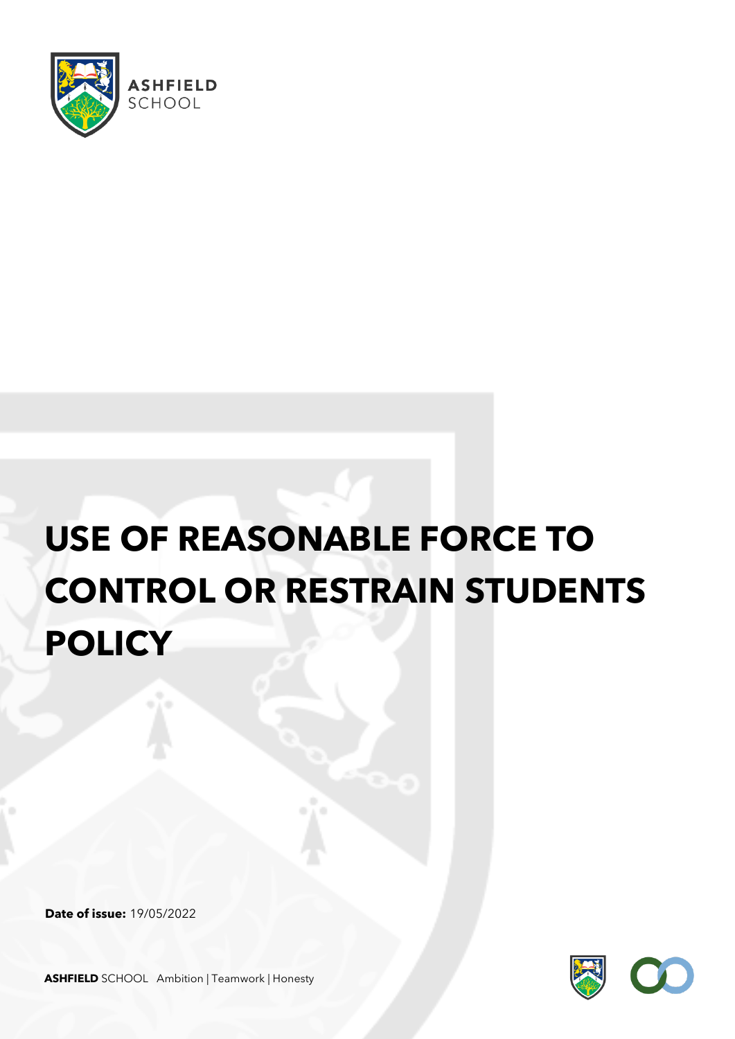ASHFIELD SCHOOL

# USE OF REASONABLE FORCE TO CONTROL OR RESTRAIN STUDENTS POLICY

**Date of issue:** 19/05/2022

**ASHFIELD** SCHOOL Ambition | Teamwork | Honesty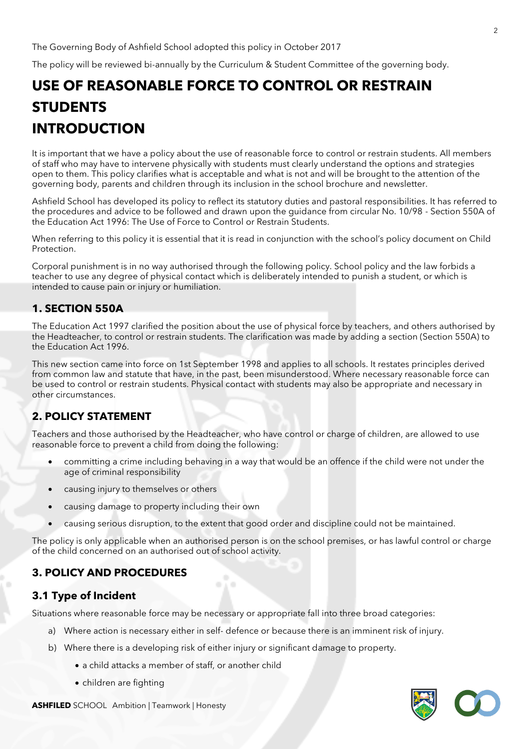The Governing Body of Ashfield School adopted this policy in October 2017

The policy will be reviewed bi-annually by the Curriculum & Student Committee of the governing body.

# USE OF REASONABLE FORCE TO CONTROL OR RESTRAIN STUDENTS

# INTRODUCTION

It is important that we have a policy about the use of reasonable force to control or restrain students. All members of staff who may have to intervene physically with students must clearly understand the options and strategies open to them. This policy clarifies what is acceptable and what is not and will be brought to the attention of the governing body, parents and children through its inclusion in the school brochure and newsletter.

Ashfield School has developed its policy to reflect its statutory duties and pastoral responsibilities. It has referred to the procedures and advice to be followed and drawn upon the guidance from circular No. 10/98 - Section 550A of the Education Act 1996: The Use of Force to Control or Restrain Students.

When referring to this policy it is essential that it is read in conjunction with the school's policy document on Child Protection.

Corporal punishment is in no way authorised through the following policy. School policy and the law forbids a teacher to use any degree of physical contact which is deliberately intended to punish a student, or which is intended to cause pain or injury or humiliation.

## 1. SECTION 550A

The Education Act 1997 clarified the position about the use of physical force by teachers, and others authorised by the Headteacher, to control or restrain students. The clarification was made by adding a section (Section 550A) to the Education Act 1996.

This new section came into force on 1st September 1998 and applies to all schools. It restates principles derived from common law and statute that have, in the past, been misunderstood. Where necessary reasonable force can be used to control or restrain students. Physical contact with students may also be appropriate and necessary in other circumstances.

## 2. POLICY STATEMENT

Teachers and those authorised by the Headteacher, who have control or charge of children, are allowed to use reasonable force to prevent a child from doing the following:

- committing a crime including behaving in a way that would be an offence if the child were not under the age of criminal responsibility
- causing injury to themselves or others
- causing damage to property including their own
- causing serious disruption, to the extent that good order and discipline could not be maintained.

The policy is only applicable when an authorised person is on the school premises, or has lawful control or charge of the child concerned on an authorised out of school activity.

## 3. POLICY AND PROCEDURES

### 3.1 Type of Incident

Situations where reasonable force may be necessary or appropriate fall into three broad categories:

a) Where action is necessary either in self- defence or because there is an imminent risk of injury.

b) Where there is a developing risk of either injury or significant damage to property.

- a child attacks a member of staff, or another child
- children are fighting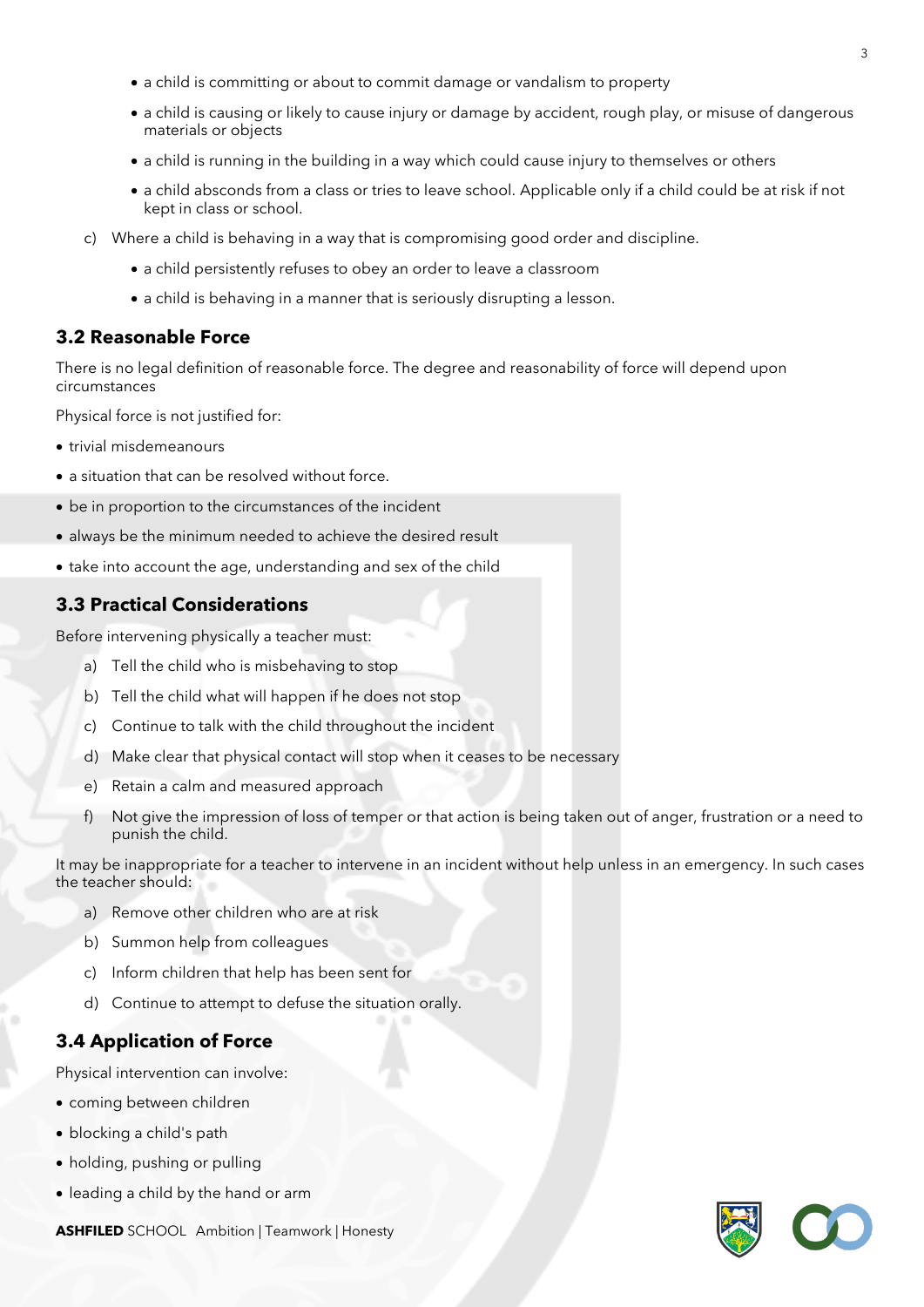- a child is committing or about to commit damage or vandalism to property
- a child is causing or likely to cause injury or damage by accident, rough play, or misuse of dangerous materials or objects
- a child is running in the building in a way which could cause injury to themselves or others
- a child absconds from a class or tries to leave school. Applicable only if a child could be at risk if not kept in class or school.

c) Where a child is behaving in a way that is compromising good order and discipline.

- a child persistently refuses to obey an order to leave a classroom
- a child is behaving in a manner that is seriously disrupting a lesson.

## 3.2 Reasonable Force

There is no legal definition of reasonable force. The degree and reasonability of force will depend upon circumstances

Physical force is not justified for:

- trivial misdemeanours
- a situation that can be resolved without force.
- be in proportion to the circumstances of the incident
- always be the minimum needed to achieve the desired result
- take into account the age, understanding and sex of the child

## 3.3 Practical Considerations

Before intervening physically a teacher must:

a) Tell the child who is misbehaving to stop

b) Tell the child what will happen if he does not stop

c) Continue to talk with the child throughout the incident

d) Make clear that physical contact will stop when it ceases to be necessary

e) Retain a calm and measured approach

f) Not give the impression of loss of temper or that action is being taken out of anger, frustration or a need to punish the child.

It may be inappropriate for a teacher to intervene in an incident without help unless in an emergency. In such cases the teacher should:

a) Remove other children who are at risk

b) Summon help from colleagues

c) Inform children that help has been sent for

d) Continue to attempt to defuse the situation orally.

## 3.4 Application of Force

Physical intervention can involve:

- coming between children
- blocking a child's path
- holding, pushing or pulling
- leading a child by the hand or arm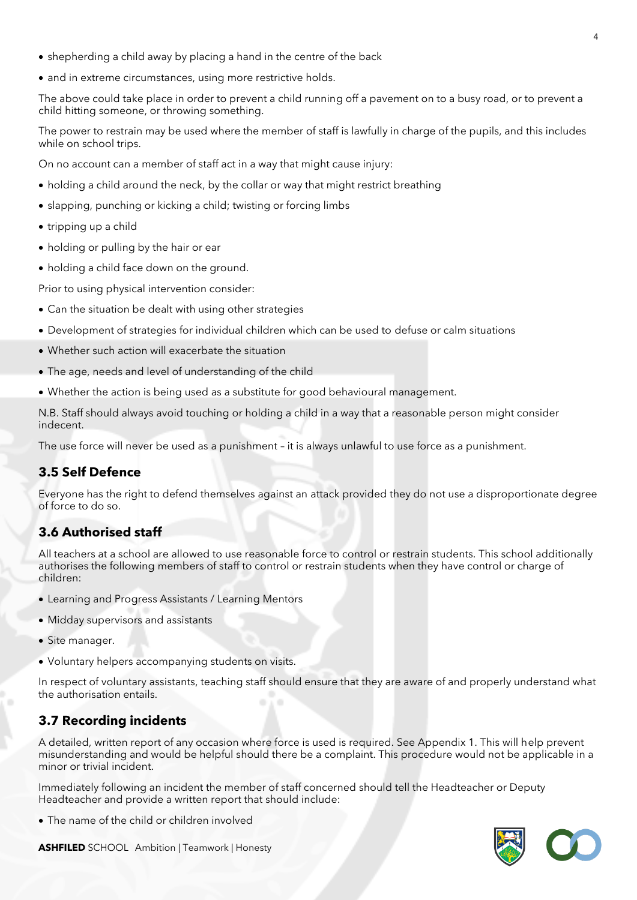- shepherding a child away by placing a hand in the centre of the back
- and in extreme circumstances, using more restrictive holds.

The above could take place in order to prevent a child running off a pavement on to a busy road, or to prevent a child hitting someone, or throwing something.

The power to restrain may be used where the member of staff is lawfully in charge of the pupils, and this includes while on school trips.

On no account can a member of staff act in a way that might cause injury:

- holding a child around the neck, by the collar or way that might restrict breathing
- slapping, punching or kicking a child; twisting or forcing limbs
- tripping up a child
- holding or pulling by the hair or ear
- holding a child face down on the ground.

Prior to using physical intervention consider:

- Can the situation be dealt with using other strategies
- Development of strategies for individual children which can be used to defuse or calm situations
- Whether such action will exacerbate the situation
- The age, needs and level of understanding of the child
- Whether the action is being used as a substitute for good behavioural management.

N.B. Staff should always avoid touching or holding a child in a way that a reasonable person might consider indecent.

The use force will never be used as a punishment – it is always unlawful to use force as a punishment.

### 3.5 Self Defence

Everyone has the right to defend themselves against an attack provided they do not use a disproportionate degree of force to do so.

### 3.6 Authorised staff

All teachers at a school are allowed to use reasonable force to control or restrain students. This school additionally authorises the following members of staff to control or restrain students when they have control or charge of children:

- Learning and Progress Assistants / Learning Mentors
- Midday supervisors and assistants
- Site manager.
- Voluntary helpers accompanying students on visits.

In respect of voluntary assistants, teaching staff should ensure that they are aware of and properly understand what the authorisation entails.

### 3.7 Recording incidents

A detailed, written report of any occasion where force is used is required. See Appendix 1. This will help prevent misunderstanding and would be helpful should there be a complaint. This procedure would not be applicable in a minor or trivial incident.

Immediately following an incident the member of staff concerned should tell the Headteacher or Deputy Headteacher and provide a written report that should include:

- The name of the child or children involved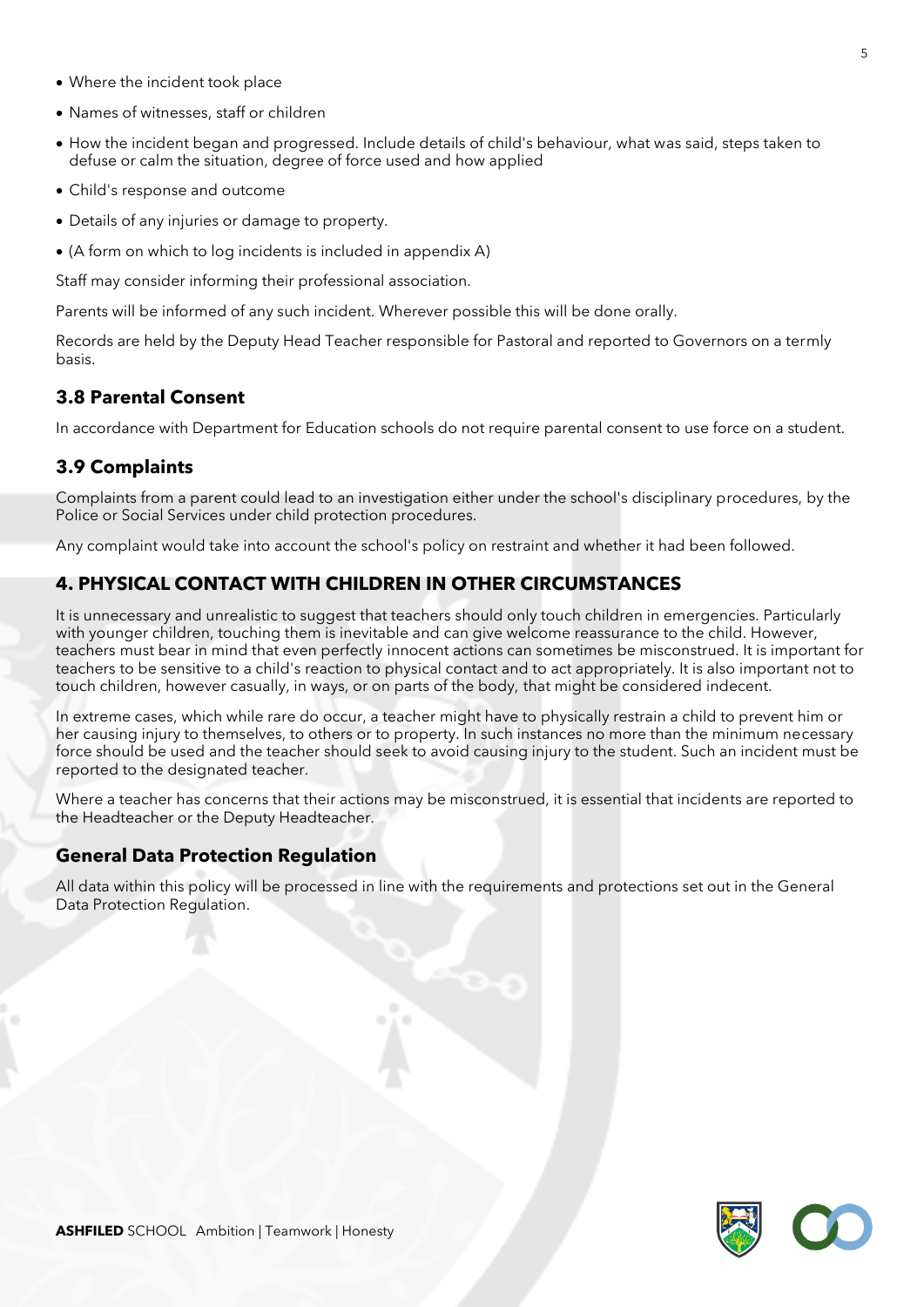- Where the incident took place
- Names of witnesses, staff or children
- How the incident began and progressed. Include details of child's behaviour, what was said, steps taken to defuse or calm the situation, degree of force used and how applied
- Child's response and outcome
- Details of any injuries or damage to property.
- (A form on which to log incidents is included in appendix A)

Staff may consider informing their professional association.

Parents will be informed of any such incident. Wherever possible this will be done orally.

Records are held by the Deputy Head Teacher responsible for Pastoral and reported to Governors on a termly basis.

### 3.8 Parental Consent

In accordance with Department for Education schools do not require parental consent to use force on a student.

### 3.9 Complaints

Complaints from a parent could lead to an investigation either under the school's disciplinary procedures, by the Police or Social Services under child protection procedures.

Any complaint would take into account the school's policy on restraint and whether it had been followed.

## 4. PHYSICAL CONTACT WITH CHILDREN IN OTHER CIRCUMSTANCES

It is unnecessary and unrealistic to suggest that teachers should only touch children in emergencies. Particularly with younger children, touching them is inevitable and can give welcome reassurance to the child. However, teachers must bear in mind that even perfectly innocent actions can sometimes be misconstrued. It is important for teachers to be sensitive to a child's reaction to physical contact and to act appropriately. It is also important not to touch children, however casually, in ways, or on parts of the body, that might be considered indecent.

In extreme cases, which while rare do occur, a teacher might have to physically restrain a child to prevent him or her causing injury to themselves, to others or to property. In such instances no more than the minimum necessary force should be used and the teacher should seek to avoid causing injury to the student. Such an incident must be reported to the designated teacher.

Where a teacher has concerns that their actions may be misconstrued, it is essential that incidents are reported to the Headteacher or the Deputy Headteacher.

### General Data Protection Regulation

All data within this policy will be processed in line with the requirements and protections set out in the General Data Protection Regulation.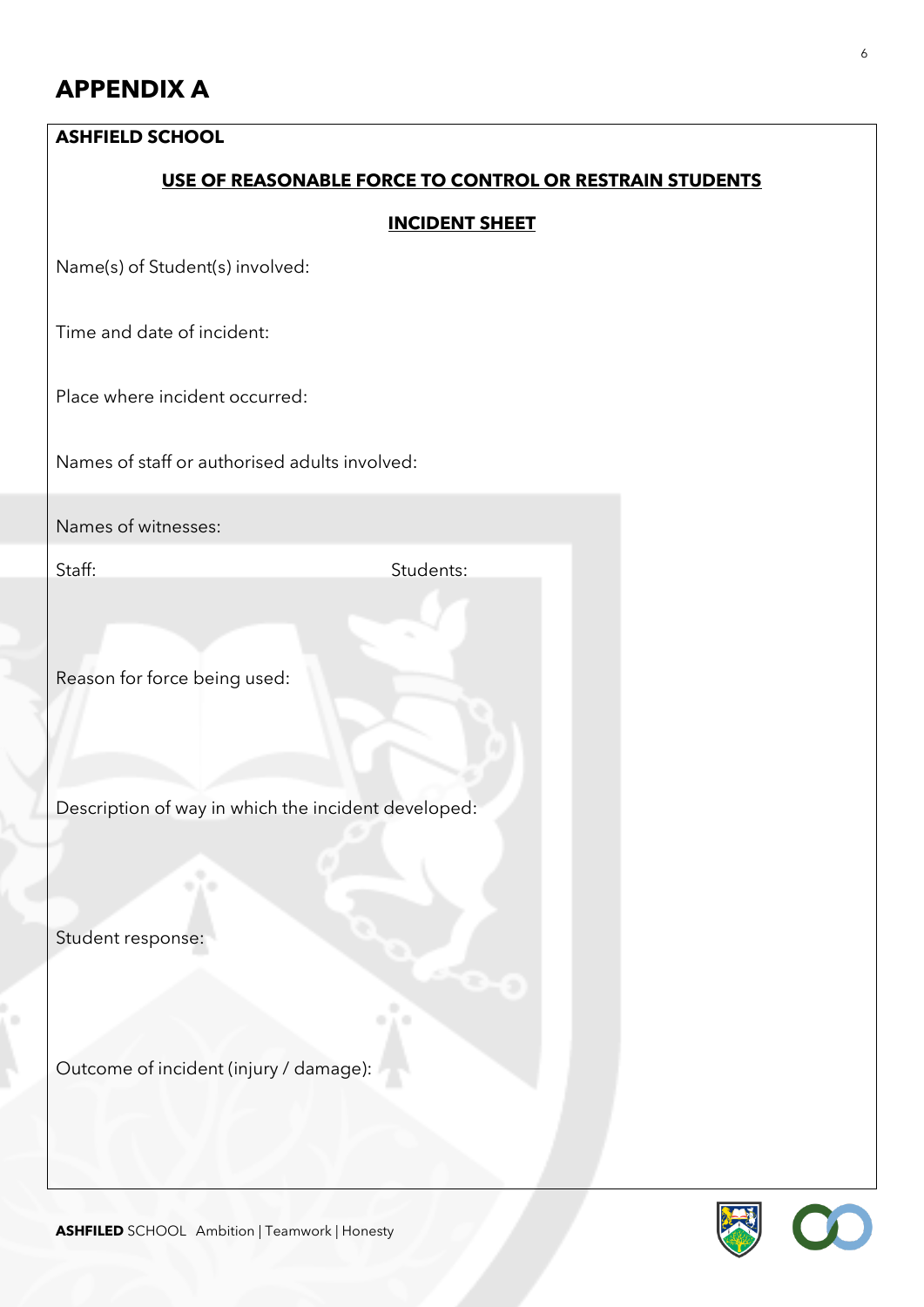# APPENDIX A

**ASHFIELD SCHOOL**

**USE OF REASONABLE FORCE TO CONTROL OR RESTRAIN STUDENTS**

**INCIDENT SHEET**

Name(s) of Student(s) involved:

Time and date of incident:

Place where incident occurred:

Names of staff or authorised adults involved:

Names of witnesses:

Staff: Students:

Reason for force being used:

Description of way in which the incident developed:

Student response:

Outcome of incident (injury / damage):